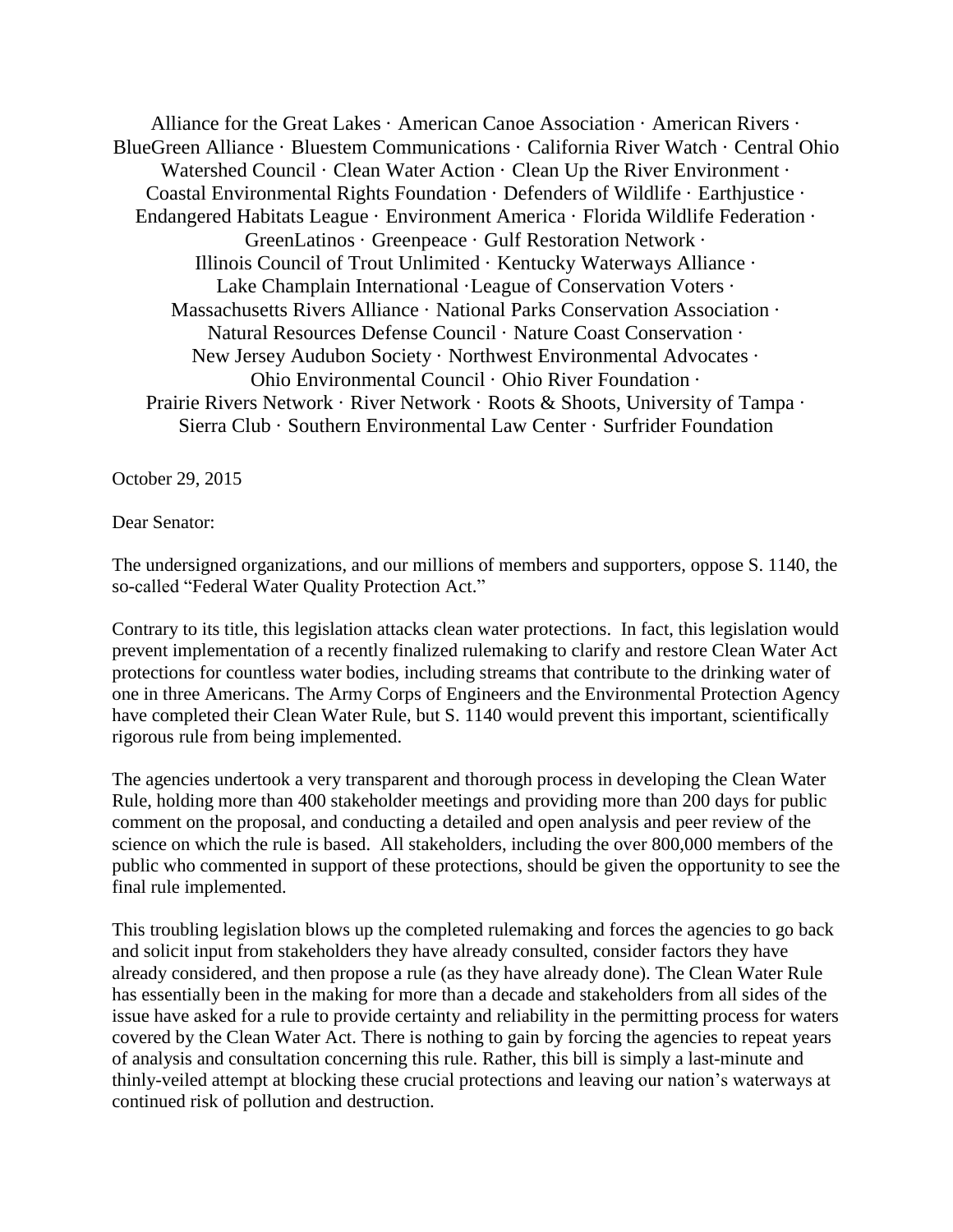Alliance for the Great Lakes · American Canoe Association · American Rivers · BlueGreen Alliance · Bluestem Communications · California River Watch · Central Ohio Watershed Council · Clean Water Action · Clean Up the River Environment · Coastal Environmental Rights Foundation · Defenders of Wildlife · Earthjustice · Endangered Habitats League · Environment America · Florida Wildlife Federation · GreenLatinos · Greenpeace · Gulf Restoration Network · Illinois Council of Trout Unlimited · Kentucky Waterways Alliance · Lake Champlain International ·League of Conservation Voters · Massachusetts Rivers Alliance · National Parks Conservation Association · Natural Resources Defense Council · Nature Coast Conservation · New Jersey Audubon Society · Northwest Environmental Advocates · Ohio Environmental Council · Ohio River Foundation · Prairie Rivers Network · River Network · Roots & Shoots, University of Tampa · Sierra Club · Southern Environmental Law Center · Surfrider Foundation

October 29, 2015

Dear Senator:

The undersigned organizations, and our millions of members and supporters, oppose S. 1140, the so-called "Federal Water Quality Protection Act."

Contrary to its title, this legislation attacks clean water protections. In fact, this legislation would prevent implementation of a recently finalized rulemaking to clarify and restore Clean Water Act protections for countless water bodies, including streams that contribute to the drinking water of one in three Americans. The Army Corps of Engineers and the Environmental Protection Agency have completed their Clean Water Rule, but S. 1140 would prevent this important, scientifically rigorous rule from being implemented.

The agencies undertook a very transparent and thorough process in developing the Clean Water Rule, holding more than 400 stakeholder meetings and providing more than 200 days for public comment on the proposal, and conducting a detailed and open analysis and peer review of the science on which the rule is based. All stakeholders, including the over 800,000 members of the public who commented in support of these protections, should be given the opportunity to see the final rule implemented.

This troubling legislation blows up the completed rulemaking and forces the agencies to go back and solicit input from stakeholders they have already consulted, consider factors they have already considered, and then propose a rule (as they have already done). The Clean Water Rule has essentially been in the making for more than a decade and stakeholders from all sides of the issue have asked for a rule to provide certainty and reliability in the permitting process for waters covered by the Clean Water Act. There is nothing to gain by forcing the agencies to repeat years of analysis and consultation concerning this rule. Rather, this bill is simply a last-minute and thinly-veiled attempt at blocking these crucial protections and leaving our nation's waterways at continued risk of pollution and destruction.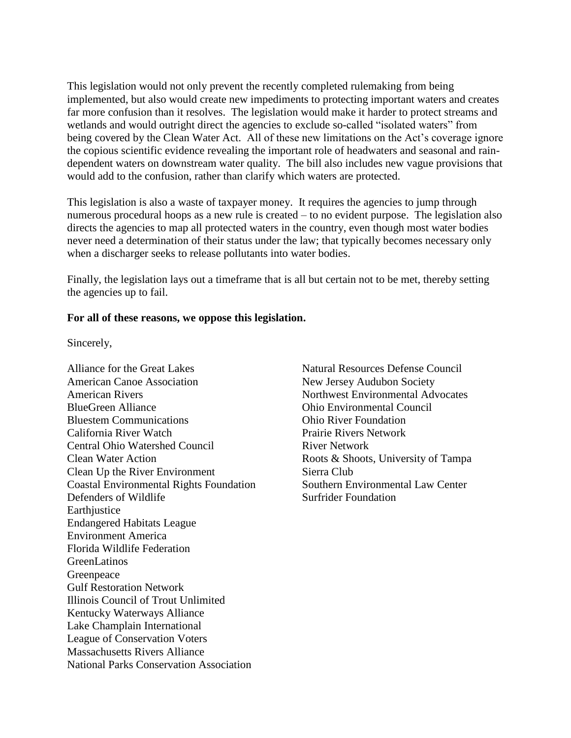This legislation would not only prevent the recently completed rulemaking from being implemented, but also would create new impediments to protecting important waters and creates far more confusion than it resolves. The legislation would make it harder to protect streams and wetlands and would outright direct the agencies to exclude so-called "isolated waters" from being covered by the Clean Water Act. All of these new limitations on the Act's coverage ignore the copious scientific evidence revealing the important role of headwaters and seasonal and rain-dependent waters on downstream water quality. The bill also includes new vague provisions that would add to the confusion, rather than clarify which waters are protected.

This legislation is also a waste of taxpayer money. It requires the agencies to jump through numerous procedural hoops as a new rule is created – to no evident purpose. The legislation also directs the agencies to map all protected waters in the country, even though most water bodies never need a determination of their status under the law; that typically becomes necessary only when a discharger seeks to release pollutants into water bodies.

Finally, the legislation lays out a timeframe that is all but certain not to be met, thereby setting the agencies up to fail.

**For all of these reasons, we oppose this legislation.**

Sincerely,

Alliance for the Great Lakes
American Canoe Association
American Rivers
BlueGreen Alliance
Bluestem Communications
California River Watch
Central Ohio Watershed Council
Clean Water Action
Clean Up the River Environment
Coastal Environmental Rights Foundation
Defenders of Wildlife
Earthjustice
Endangered Habitats League
Environment America
Florida Wildlife Federation
GreenLatinos
Greenpeace
Gulf Restoration Network
Illinois Council of Trout Unlimited
Kentucky Waterways Alliance
Lake Champlain International
League of Conservation Voters
Massachusetts Rivers Alliance
National Parks Conservation Association
Natural Resources Defense Council
New Jersey Audubon Society
Northwest Environmental Advocates
Ohio Environmental Council
Ohio River Foundation
Prairie Rivers Network
River Network
Roots & Shoots, University of Tampa
Sierra Club
Southern Environmental Law Center
Surfrider Foundation